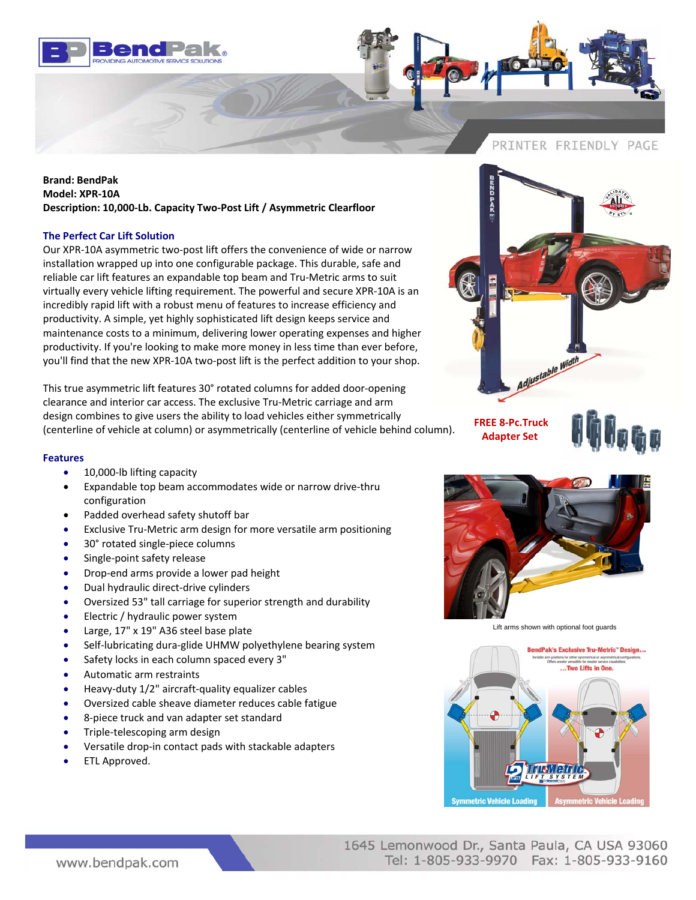**Brand: BendPak**
**Model: XPR-10A**
**Description: 10,000-Lb. Capacity Two-Post Lift / Asymmetric Clearfloor**

### The Perfect Car Lift Solution

Our XPR-10A asymmetric two-post lift offers the convenience of wide or narrow installation wrapped up into one configurable package. This durable, safe and reliable car lift features an expandable top beam and Tru-Metric arms to suit virtually every vehicle lifting requirement. The powerful and secure XPR-10A is an incredibly rapid lift with a robust menu of features to increase efficiency and productivity. A simple, yet highly sophisticated lift design keeps service and maintenance costs to a minimum, delivering lower operating expenses and higher productivity. If you're looking to make more money in less time than ever before, you'll find that the new XPR-10A two-post lift is the perfect addition to your shop.

This true asymmetric lift features 30° rotated columns for added door-opening clearance and interior car access. The exclusive Tru-Metric carriage and arm design combines to give users the ability to load vehicles either symmetrically (centerline of vehicle at column) or asymmetrically (centerline of vehicle behind column).

**FREE 8-Pc.Truck Adapter Set**

### Features

- 10,000-lb lifting capacity
- Expandable top beam accommodates wide or narrow drive-thru configuration
- Padded overhead safety shutoff bar
- Exclusive Tru-Metric arm design for more versatile arm positioning
- 30° rotated single-piece columns
- Single-point safety release
- Drop-end arms provide a lower pad height
- Dual hydraulic direct-drive cylinders
- Oversized 53" tall carriage for superior strength and durability
- Electric / hydraulic power system
- Large, 17" x 19" A36 steel base plate
- Self-lubricating dura-glide UHMW polyethylene bearing system
- Safety locks in each column spaced every 3"
- Automatic arm restraints
- Heavy-duty 1/2" aircraft-quality equalizer cables
- Oversized cable sheave diameter reduces cable fatigue
- 8-piece truck and van adapter set standard
- Triple-telescoping arm design
- Versatile drop-in contact pads with stackable adapters
- ETL Approved.

Lift arms shown with optional foot guards

www.bendpak.com

1645 Lemonwood Dr., Santa Paula, CA USA 93060
Tel: 1-805-933-9970 Fax: 1-805-933-9160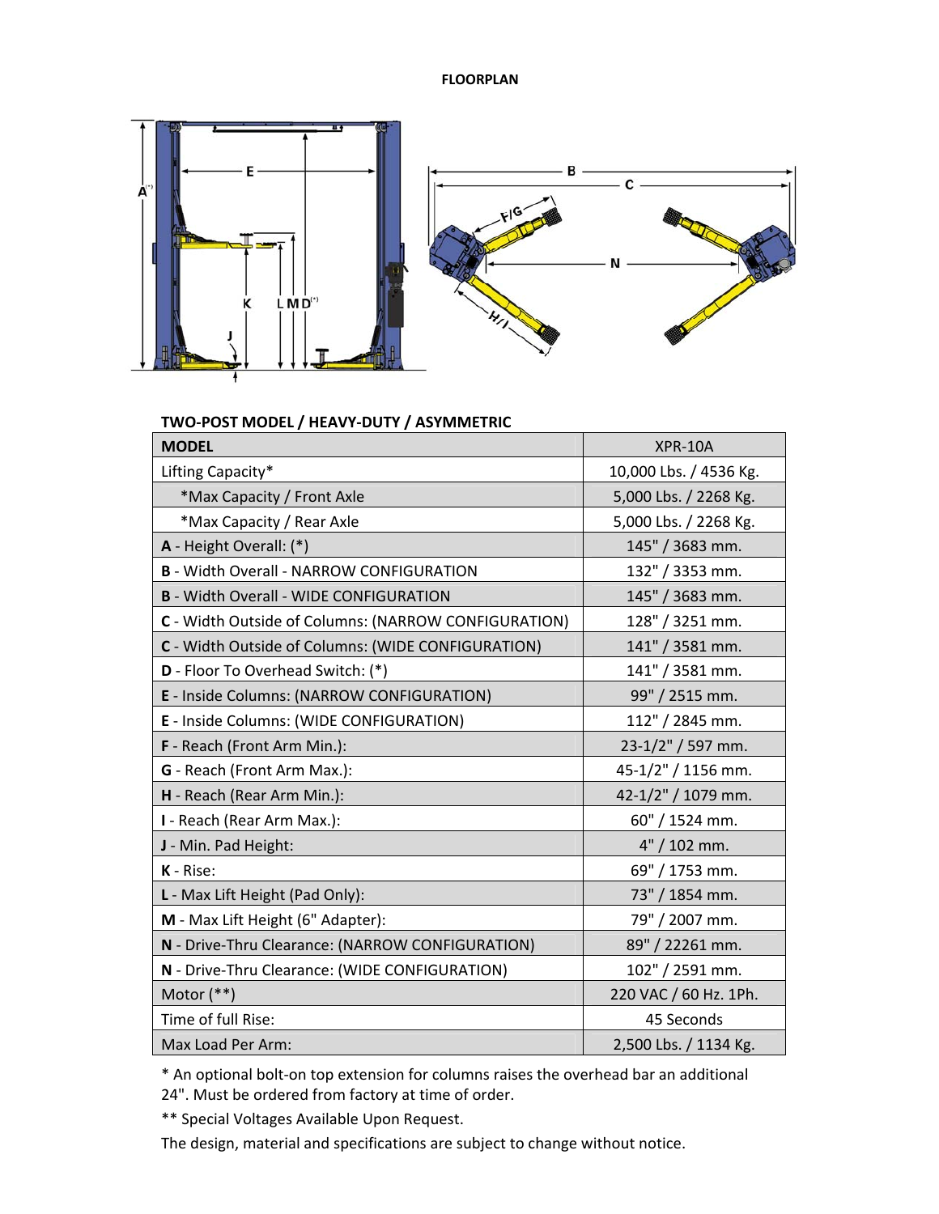**FLOORPLAN**

A(*)
E
K
L M D(*)
J
B
C
F/G
N
H/I

**TWO-POST MODEL / HEAVY-DUTY / ASYMMETRIC**

| **MODEL** | XPR-10A |
|---|---|
| Lifting Capacity* | 10,000 Lbs. / 4536 Kg. |
| *Max Capacity / Front Axle | 5,000 Lbs. / 2268 Kg. |
| *Max Capacity / Rear Axle | 5,000 Lbs. / 2268 Kg. |
| **A** - Height Overall: (*) | 145" / 3683 mm. |
| **B** - Width Overall - NARROW CONFIGURATION | 132" / 3353 mm. |
| **B** - Width Overall - WIDE CONFIGURATION | 145" / 3683 mm. |
| **C** - Width Outside of Columns: (NARROW CONFIGURATION) | 128" / 3251 mm. |
| **C** - Width Outside of Columns: (WIDE CONFIGURATION) | 141" / 3581 mm. |
| **D** - Floor To Overhead Switch: (*) | 141" / 3581 mm. |
| **E** - Inside Columns: (NARROW CONFIGURATION) | 99" / 2515 mm. |
| **E** - Inside Columns: (WIDE CONFIGURATION) | 112" / 2845 mm. |
| **F** - Reach (Front Arm Min.): | 23-1/2" / 597 mm. |
| **G** - Reach (Front Arm Max.): | 45-1/2" / 1156 mm. |
| **H** - Reach (Rear Arm Min.): | 42-1/2" / 1079 mm. |
| **I** - Reach (Rear Arm Max.): | 60" / 1524 mm. |
| **J** - Min. Pad Height: | 4" / 102 mm. |
| **K** - Rise: | 69" / 1753 mm. |
| **L** - Max Lift Height (Pad Only): | 73" / 1854 mm. |
| **M** - Max Lift Height (6" Adapter): | 79" / 2007 mm. |
| **N** - Drive-Thru Clearance: (NARROW CONFIGURATION) | 89" / 22261 mm. |
| **N** - Drive-Thru Clearance: (WIDE CONFIGURATION) | 102" / 2591 mm. |
| Motor (**) | 220 VAC / 60 Hz. 1Ph. |
| Time of full Rise: | 45 Seconds |
| Max Load Per Arm: | 2,500 Lbs. / 1134 Kg. |

* An optional bolt-on top extension for columns raises the overhead bar an additional 24". Must be ordered from factory at time of order.

** Special Voltages Available Upon Request.

The design, material and specifications are subject to change without notice.